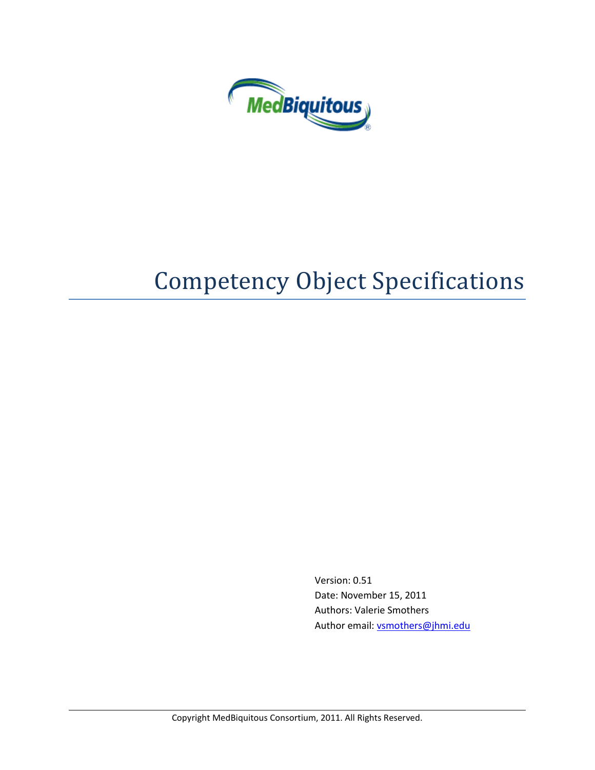MedBiquitous

# Competency Object Specifications

Version: 0.51

Date: November 15, 2011

Authors: Valerie Smothers

Author email: [vsmothers@jhmi.edu](mailto:vsmothers@jhmi.edu)

Copyright MedBiquitous Consortium, 2011. All Rights Reserved.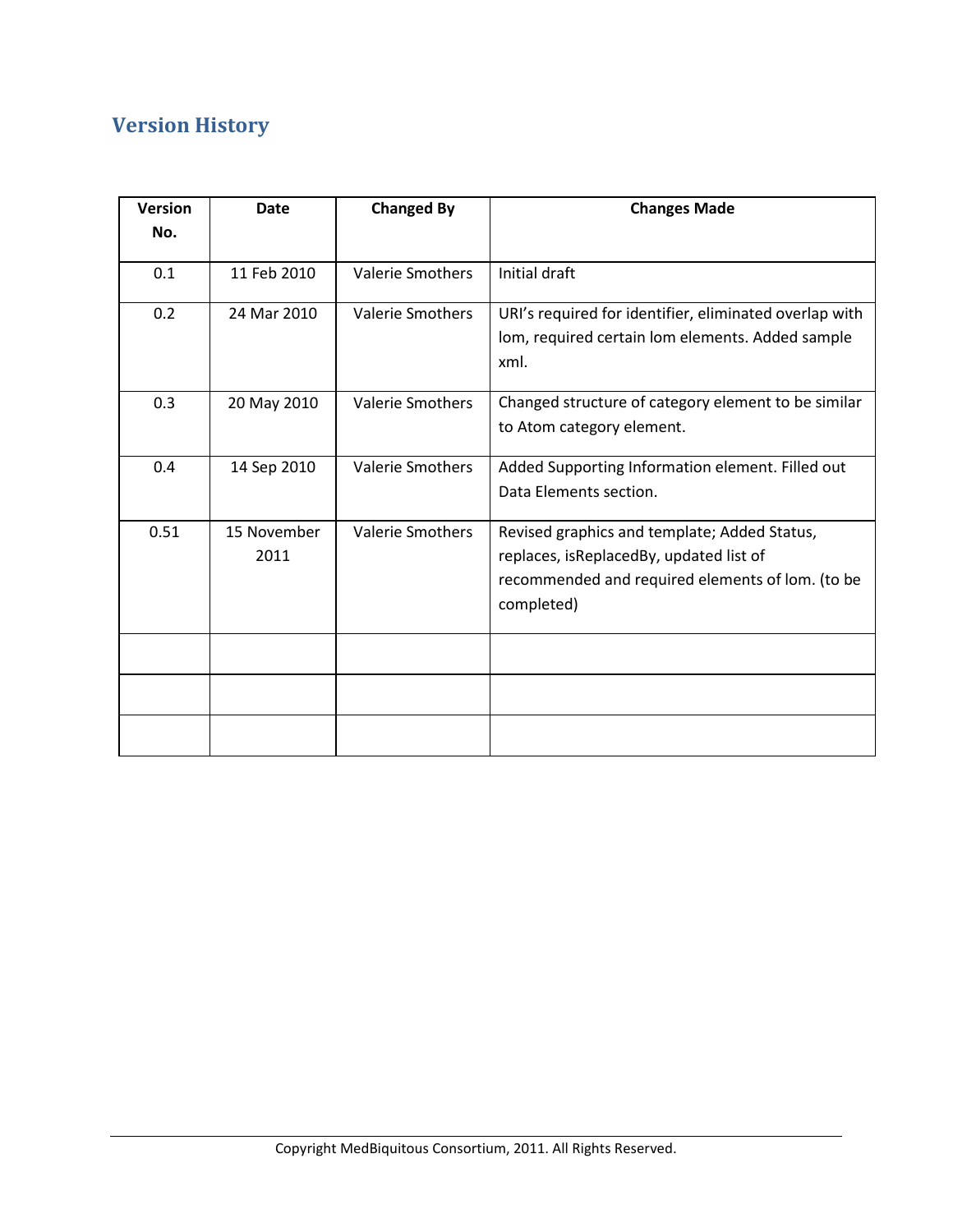## Version History

| Version No. | Date | Changed By | Changes Made |
|---|---|---|---|
| 0.1 | 11 Feb 2010 | Valerie Smothers | Initial draft |
| 0.2 | 24 Mar 2010 | Valerie Smothers | URI's required for identifier, eliminated overlap with lom, required certain lom elements. Added sample xml. |
| 0.3 | 20 May 2010 | Valerie Smothers | Changed structure of category element to be similar to Atom category element. |
| 0.4 | 14 Sep 2010 | Valerie Smothers | Added Supporting Information element. Filled out Data Elements section. |
| 0.51 | 15 November 2011 | Valerie Smothers | Revised graphics and template; Added Status, replaces, isReplacedBy, updated list of recommended and required elements of lom. (to be completed) |
| | | | |
| | | | |
| | | | |

Copyright MedBiquitous Consortium, 2011. All Rights Reserved.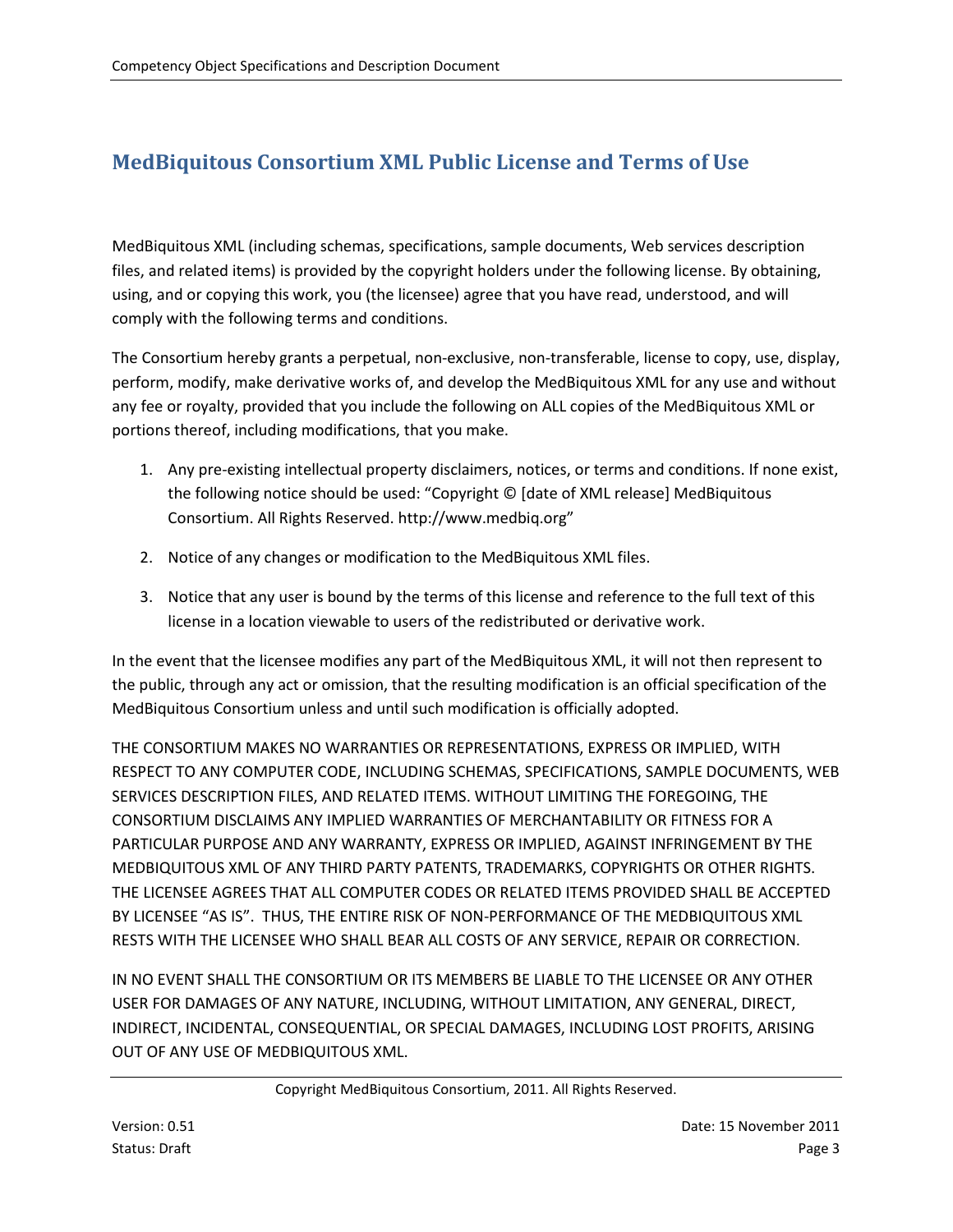## MedBiquitous Consortium XML Public License and Terms of Use

MedBiquitous XML (including schemas, specifications, sample documents, Web services description files, and related items) is provided by the copyright holders under the following license. By obtaining, using, and or copying this work, you (the licensee) agree that you have read, understood, and will comply with the following terms and conditions.

The Consortium hereby grants a perpetual, non-exclusive, non-transferable, license to copy, use, display, perform, modify, make derivative works of, and develop the MedBiquitous XML for any use and without any fee or royalty, provided that you include the following on ALL copies of the MedBiquitous XML or portions thereof, including modifications, that you make.

1. Any pre-existing intellectual property disclaimers, notices, or terms and conditions. If none exist, the following notice should be used: “Copyright © [date of XML release] MedBiquitous Consortium. All Rights Reserved. http://www.medbiq.org”
2. Notice of any changes or modification to the MedBiquitous XML files.
3. Notice that any user is bound by the terms of this license and reference to the full text of this license in a location viewable to users of the redistributed or derivative work.

In the event that the licensee modifies any part of the MedBiquitous XML, it will not then represent to the public, through any act or omission, that the resulting modification is an official specification of the MedBiquitous Consortium unless and until such modification is officially adopted.

THE CONSORTIUM MAKES NO WARRANTIES OR REPRESENTATIONS, EXPRESS OR IMPLIED, WITH RESPECT TO ANY COMPUTER CODE, INCLUDING SCHEMAS, SPECIFICATIONS, SAMPLE DOCUMENTS, WEB SERVICES DESCRIPTION FILES, AND RELATED ITEMS. WITHOUT LIMITING THE FOREGOING, THE CONSORTIUM DISCLAIMS ANY IMPLIED WARRANTIES OF MERCHANTABILITY OR FITNESS FOR A PARTICULAR PURPOSE AND ANY WARRANTY, EXPRESS OR IMPLIED, AGAINST INFRINGEMENT BY THE MEDBIQUITOUS XML OF ANY THIRD PARTY PATENTS, TRADEMARKS, COPYRIGHTS OR OTHER RIGHTS. THE LICENSEE AGREES THAT ALL COMPUTER CODES OR RELATED ITEMS PROVIDED SHALL BE ACCEPTED BY LICENSEE “AS IS”. THUS, THE ENTIRE RISK OF NON-PERFORMANCE OF THE MEDBIQUITOUS XML RESTS WITH THE LICENSEE WHO SHALL BEAR ALL COSTS OF ANY SERVICE, REPAIR OR CORRECTION.

IN NO EVENT SHALL THE CONSORTIUM OR ITS MEMBERS BE LIABLE TO THE LICENSEE OR ANY OTHER USER FOR DAMAGES OF ANY NATURE, INCLUDING, WITHOUT LIMITATION, ANY GENERAL, DIRECT, INDIRECT, INCIDENTAL, CONSEQUENTIAL, OR SPECIAL DAMAGES, INCLUDING LOST PROFITS, ARISING OUT OF ANY USE OF MEDBIQUITOUS XML.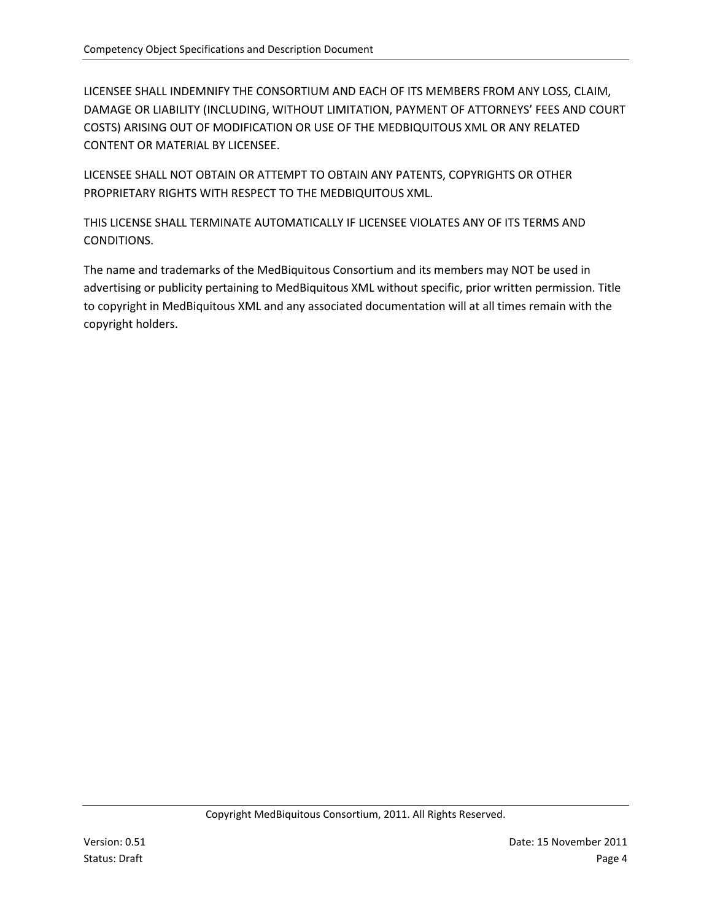LICENSEE SHALL INDEMNIFY THE CONSORTIUM AND EACH OF ITS MEMBERS FROM ANY LOSS, CLAIM, DAMAGE OR LIABILITY (INCLUDING, WITHOUT LIMITATION, PAYMENT OF ATTORNEYS' FEES AND COURT COSTS) ARISING OUT OF MODIFICATION OR USE OF THE MEDBIQUITOUS XML OR ANY RELATED CONTENT OR MATERIAL BY LICENSEE.

LICENSEE SHALL NOT OBTAIN OR ATTEMPT TO OBTAIN ANY PATENTS, COPYRIGHTS OR OTHER PROPRIETARY RIGHTS WITH RESPECT TO THE MEDBIQUITOUS XML.

THIS LICENSE SHALL TERMINATE AUTOMATICALLY IF LICENSEE VIOLATES ANY OF ITS TERMS AND CONDITIONS.

The name and trademarks of the MedBiquitous Consortium and its members may NOT be used in advertising or publicity pertaining to MedBiquitous XML without specific, prior written permission. Title to copyright in MedBiquitous XML and any associated documentation will at all times remain with the copyright holders.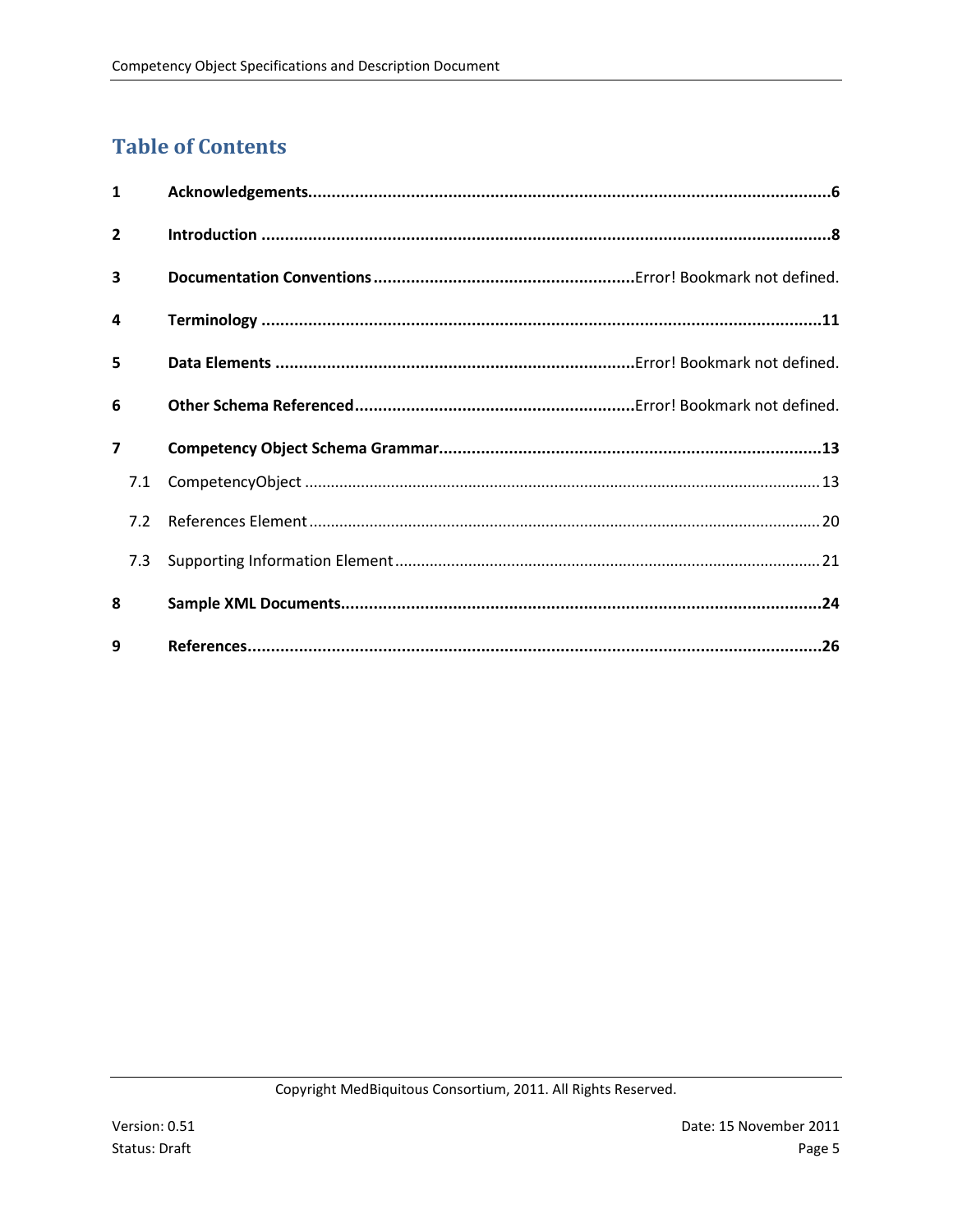# Table of Contents

**1 Acknowledgements** ....................................................................................................... **6**

**2 Introduction** ................................................................................................................ **8**

**3 Documentation Conventions** ........................................................ Error! Bookmark not defined.

**4 Terminology** .............................................................................................................. **11**

**5 Data Elements** ........................................................................... Error! Bookmark not defined.

**6 Other Schema Referenced** ......................................................... Error! Bookmark not defined.

**7 Competency Object Schema Grammar** ...................................................................... **13**

7.1 CompetencyObject ........................................................................................................ 13

7.2 References Element ...................................................................................................... 20

7.3 Supporting Information Element .................................................................................. 21

**8 Sample XML Documents** ............................................................................................. **24**

**9 References** ................................................................................................................ **26**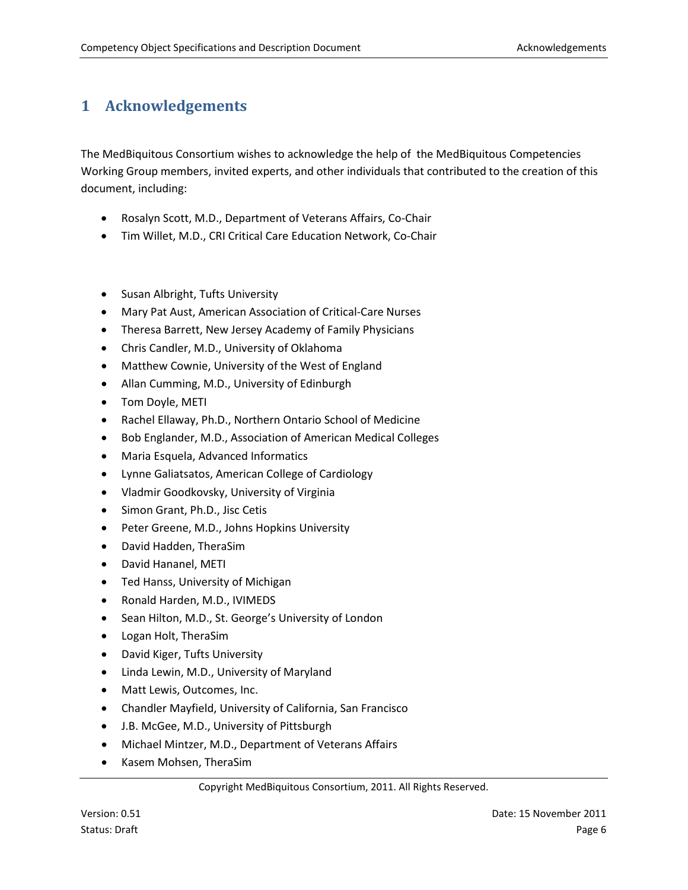# 1 Acknowledgements

The MedBiquitous Consortium wishes to acknowledge the help of the MedBiquitous Competencies Working Group members, invited experts, and other individuals that contributed to the creation of this document, including:

- Rosalyn Scott, M.D., Department of Veterans Affairs, Co-Chair
- Tim Willet, M.D., CRI Critical Care Education Network, Co-Chair

- Susan Albright, Tufts University
- Mary Pat Aust, American Association of Critical-Care Nurses
- Theresa Barrett, New Jersey Academy of Family Physicians
- Chris Candler, M.D., University of Oklahoma
- Matthew Cownie, University of the West of England
- Allan Cumming, M.D., University of Edinburgh
- Tom Doyle, METI
- Rachel Ellaway, Ph.D., Northern Ontario School of Medicine
- Bob Englander, M.D., Association of American Medical Colleges
- Maria Esquela, Advanced Informatics
- Lynne Galiatsatos, American College of Cardiology
- Vladmir Goodkovsky, University of Virginia
- Simon Grant, Ph.D., Jisc Cetis
- Peter Greene, M.D., Johns Hopkins University
- David Hadden, TheraSim
- David Hananel, METI
- Ted Hanss, University of Michigan
- Ronald Harden, M.D., IVIMEDS
- Sean Hilton, M.D., St. George's University of London
- Logan Holt, TheraSim
- David Kiger, Tufts University
- Linda Lewin, M.D., University of Maryland
- Matt Lewis, Outcomes, Inc.
- Chandler Mayfield, University of California, San Francisco
- J.B. McGee, M.D., University of Pittsburgh
- Michael Mintzer, M.D., Department of Veterans Affairs
- Kasem Mohsen, TheraSim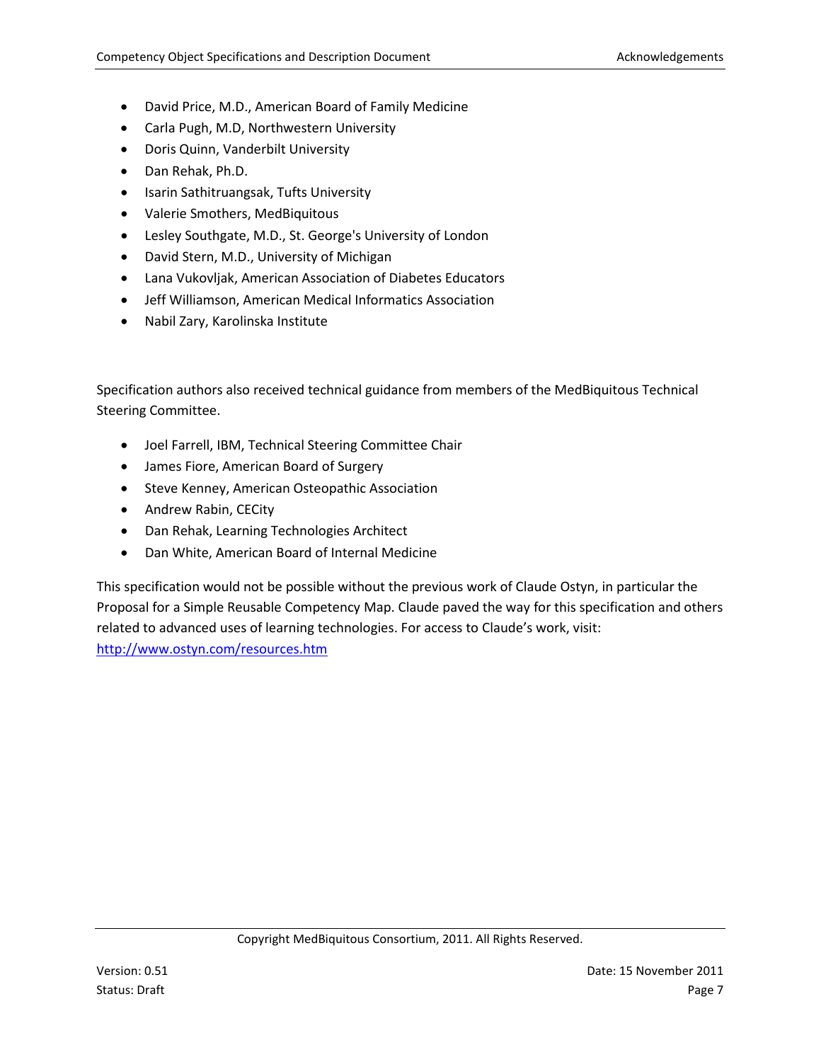- David Price, M.D., American Board of Family Medicine
- Carla Pugh, M.D, Northwestern University
- Doris Quinn, Vanderbilt University
- Dan Rehak, Ph.D.
- Isarin Sathitruangsak, Tufts University
- Valerie Smothers, MedBiquitous
- Lesley Southgate, M.D., St. George's University of London
- David Stern, M.D., University of Michigan
- Lana Vukovljak, American Association of Diabetes Educators
- Jeff Williamson, American Medical Informatics Association
- Nabil Zary, Karolinska Institute

Specification authors also received technical guidance from members of the MedBiquitous Technical Steering Committee.

- Joel Farrell, IBM, Technical Steering Committee Chair
- James Fiore, American Board of Surgery
- Steve Kenney, American Osteopathic Association
- Andrew Rabin, CECity
- Dan Rehak, Learning Technologies Architect
- Dan White, American Board of Internal Medicine

This specification would not be possible without the previous work of Claude Ostyn, in particular the Proposal for a Simple Reusable Competency Map. Claude paved the way for this specification and others related to advanced uses of learning technologies. For access to Claude's work, visit: [http://www.ostyn.com/resources.htm](http://www.ostyn.com/resources.htm)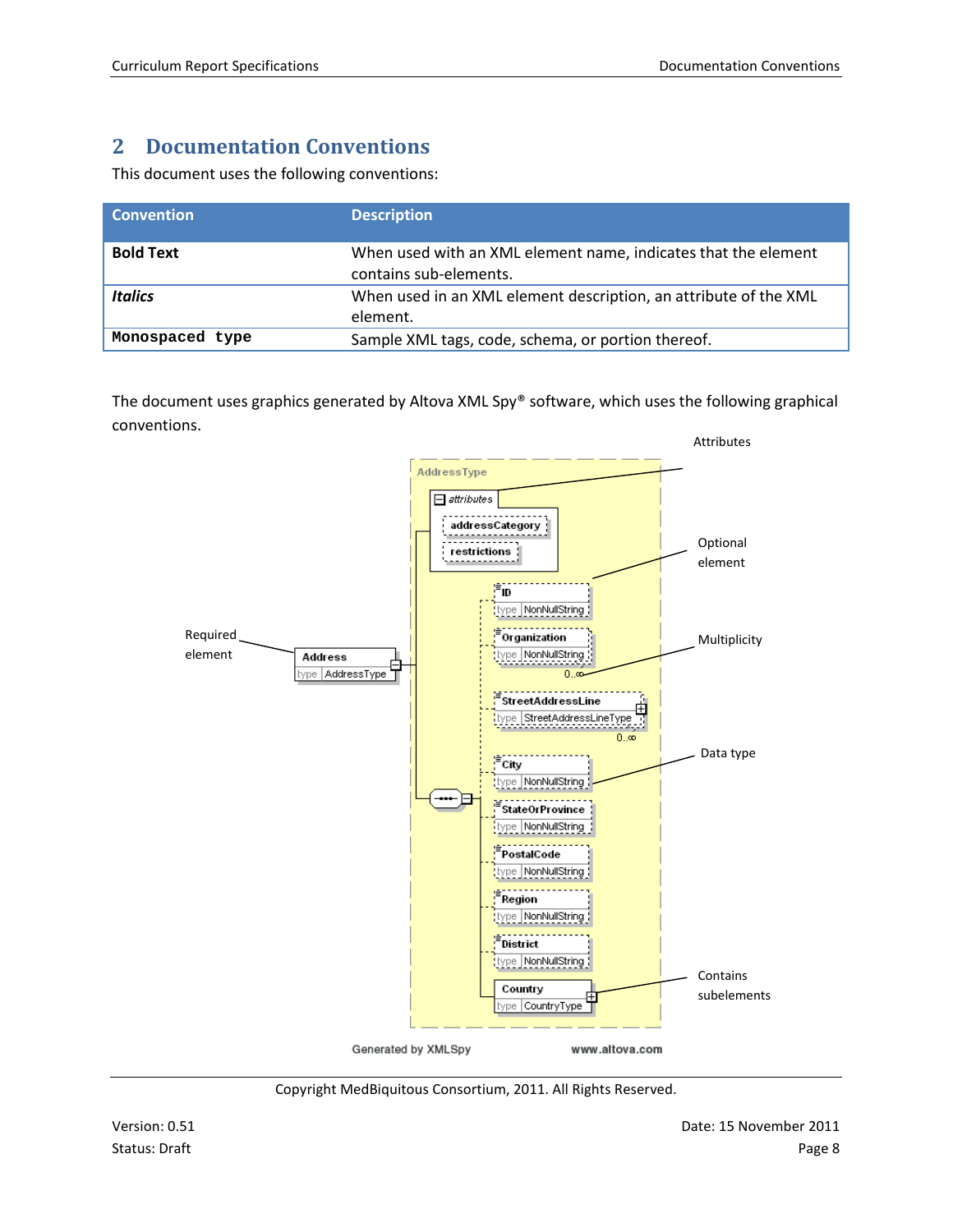# 2 Documentation Conventions

This document uses the following conventions:

| Convention | Description |
|---|---|
| **Bold Text** | When used with an XML element name, indicates that the element contains sub-elements. |
| ***Italics*** | When used in an XML element description, an attribute of the XML element. |
| **`Monospaced type`** | Sample XML tags, code, schema, or portion thereof. |

The document uses graphics generated by Altova XML Spy® software, which uses the following graphical conventions.

Attributes

Optional element

Multiplicity

Required element

Data type

Contains subelements

AddressType

attributes

addressCategory

restrictions

ID type NonNullString

Organization type NonNullString 0..∞

Address type AddressType

StreetAddressLine type StreetAddressLineType 0..∞

City type NonNullString

StateOrProvince type NonNullString

PostalCode type NonNullString

Region type NonNullString

District type NonNullString

Country type CountryType

Generated by XMLSpy www.altova.com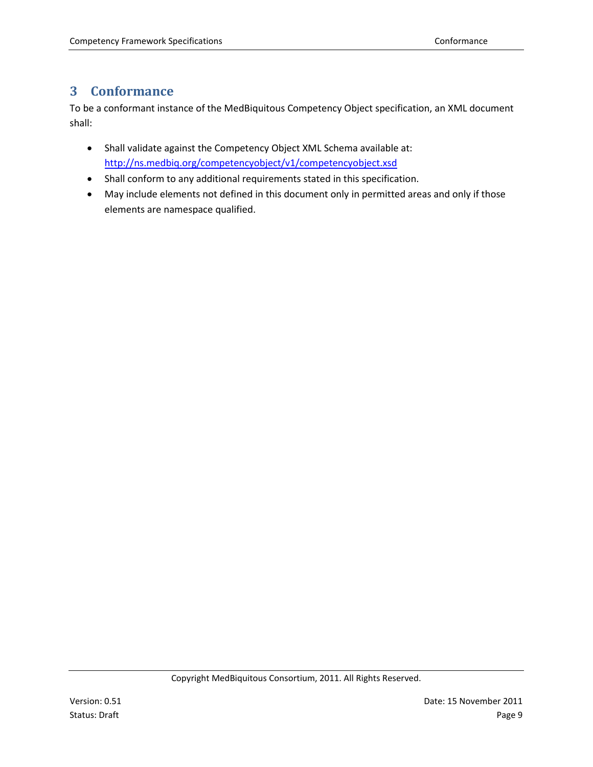# 3 Conformance

To be a conformant instance of the MedBiquitous Competency Object specification, an XML document shall:

- Shall validate against the Competency Object XML Schema available at: http://ns.medbiq.org/competencyobject/v1/competencyobject.xsd
- Shall conform to any additional requirements stated in this specification.
- May include elements not defined in this document only in permitted areas and only if those elements are namespace qualified.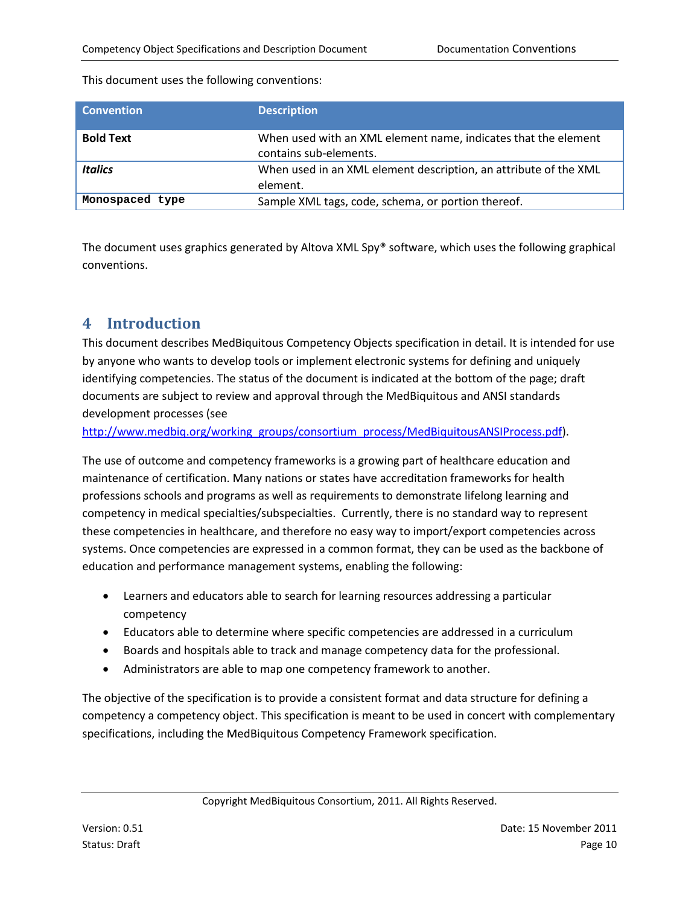This document uses the following conventions:

| Convention | Description |
|---|---|
| **Bold Text** | When used with an XML element name, indicates that the element contains sub-elements. |
| ***Italics*** | When used in an XML element description, an attribute of the XML element. |
| `Monospaced type` | Sample XML tags, code, schema, or portion thereof. |

The document uses graphics generated by Altova XML Spy® software, which uses the following graphical conventions.

# 4 Introduction

This document describes MedBiquitous Competency Objects specification in detail. It is intended for use by anyone who wants to develop tools or implement electronic systems for defining and uniquely identifying competencies. The status of the document is indicated at the bottom of the page; draft documents are subject to review and approval through the MedBiquitous and ANSI standards development processes (see http://www.medbiq.org/working_groups/consortium_process/MedBiquitousANSIProcess.pdf).

The use of outcome and competency frameworks is a growing part of healthcare education and maintenance of certification. Many nations or states have accreditation frameworks for health professions schools and programs as well as requirements to demonstrate lifelong learning and competency in medical specialties/subspecialties. Currently, there is no standard way to represent these competencies in healthcare, and therefore no easy way to import/export competencies across systems. Once competencies are expressed in a common format, they can be used as the backbone of education and performance management systems, enabling the following:

- Learners and educators able to search for learning resources addressing a particular competency
- Educators able to determine where specific competencies are addressed in a curriculum
- Boards and hospitals able to track and manage competency data for the professional.
- Administrators are able to map one competency framework to another.

The objective of the specification is to provide a consistent format and data structure for defining a competency a competency object. This specification is meant to be used in concert with complementary specifications, including the MedBiquitous Competency Framework specification.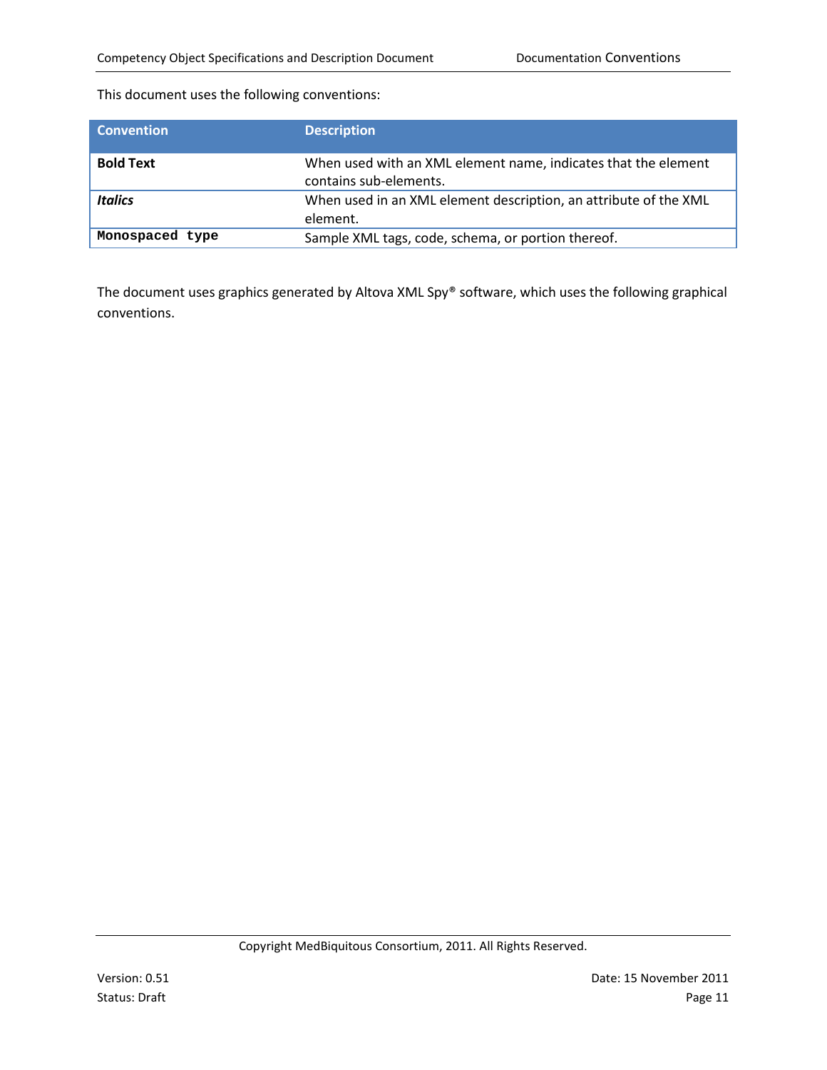This document uses the following conventions:

| Convention | Description |
|---|---|
| **Bold Text** | When used with an XML element name, indicates that the element contains sub-elements. |
| ***Italics*** | When used in an XML element description, an attribute of the XML element. |
| `Monospaced type` | Sample XML tags, code, schema, or portion thereof. |

The document uses graphics generated by Altova XML Spy® software, which uses the following graphical conventions.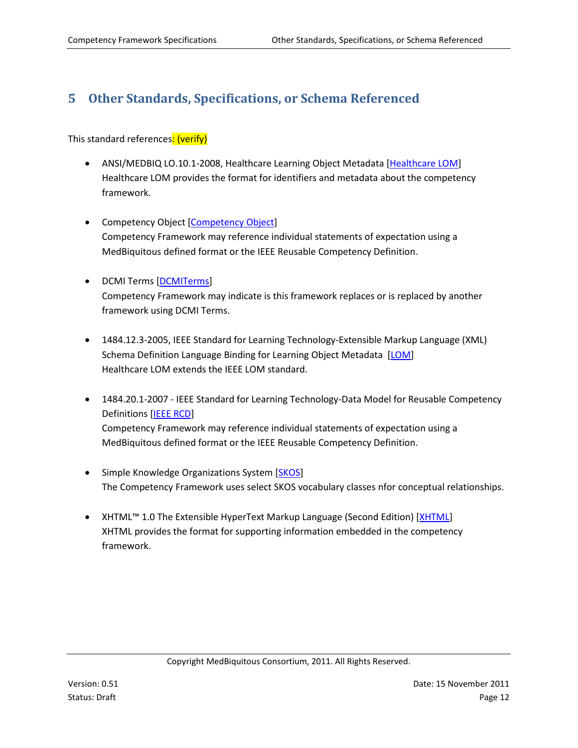# 5 Other Standards, Specifications, or Schema Referenced

This standard references: (verify)

- ANSI/MEDBIQ LO.10.1-2008, Healthcare Learning Object Metadata [Healthcare LOM]
  Healthcare LOM provides the format for identifiers and metadata about the competency framework.

- Competency Object [Competency Object]
  Competency Framework may reference individual statements of expectation using a MedBiquitous defined format or the IEEE Reusable Competency Definition.

- DCMI Terms [DCMITerms]
  Competency Framework may indicate is this framework replaces or is replaced by another framework using DCMI Terms.

- 1484.12.3-2005, IEEE Standard for Learning Technology-Extensible Markup Language (XML) Schema Definition Language Binding for Learning Object Metadata [LOM]
  Healthcare LOM extends the IEEE LOM standard.

- 1484.20.1-2007 - IEEE Standard for Learning Technology-Data Model for Reusable Competency Definitions [IEEE RCD]
  Competency Framework may reference individual statements of expectation using a MedBiquitous defined format or the IEEE Reusable Competency Definition.

- Simple Knowledge Organizations System [SKOS]
  The Competency Framework uses select SKOS vocabulary classes nfor conceptual relationships.

- XHTML™ 1.0 The Extensible HyperText Markup Language (Second Edition) [XHTML]
  XHTML provides the format for supporting information embedded in the competency framework.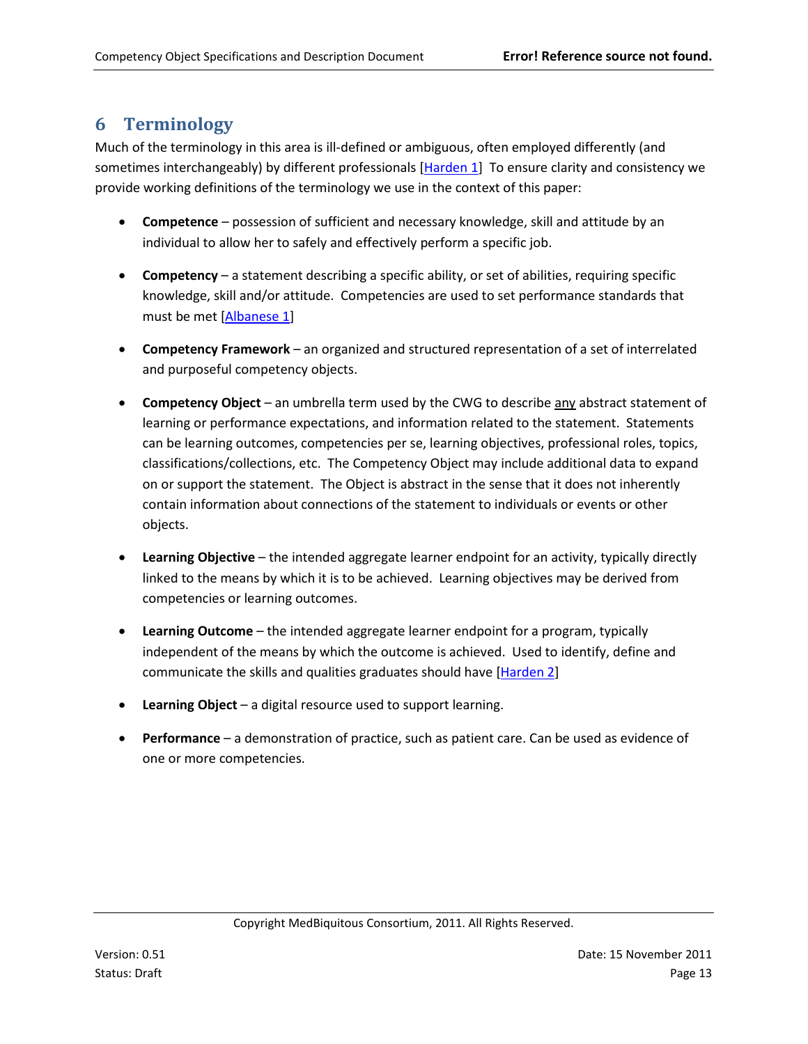# 6 Terminology

Much of the terminology in this area is ill-defined or ambiguous, often employed differently (and sometimes interchangeably) by different professionals [Harden 1] To ensure clarity and consistency we provide working definitions of the terminology we use in the context of this paper:

- **Competence** – possession of sufficient and necessary knowledge, skill and attitude by an individual to allow her to safely and effectively perform a specific job.
- **Competency** – a statement describing a specific ability, or set of abilities, requiring specific knowledge, skill and/or attitude. Competencies are used to set performance standards that must be met [Albanese 1]
- **Competency Framework** – an organized and structured representation of a set of interrelated and purposeful competency objects.
- **Competency Object** – an umbrella term used by the CWG to describe any abstract statement of learning or performance expectations, and information related to the statement. Statements can be learning outcomes, competencies per se, learning objectives, professional roles, topics, classifications/collections, etc. The Competency Object may include additional data to expand on or support the statement. The Object is abstract in the sense that it does not inherently contain information about connections of the statement to individuals or events or other objects.
- **Learning Objective** – the intended aggregate learner endpoint for an activity, typically directly linked to the means by which it is to be achieved. Learning objectives may be derived from competencies or learning outcomes.
- **Learning Outcome** – the intended aggregate learner endpoint for a program, typically independent of the means by which the outcome is achieved. Used to identify, define and communicate the skills and qualities graduates should have [Harden 2]
- **Learning Object** – a digital resource used to support learning.
- **Performance** – a demonstration of practice, such as patient care. Can be used as evidence of one or more competencies.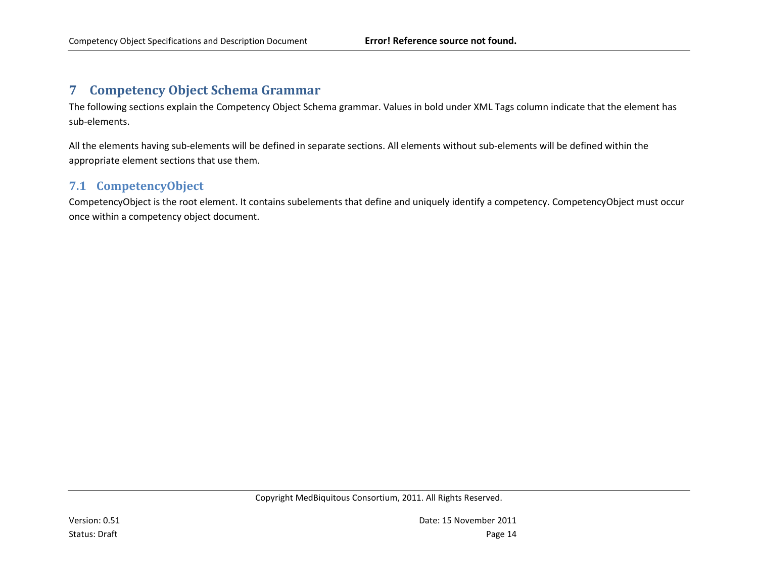# 7 Competency Object Schema Grammar

The following sections explain the Competency Object Schema grammar. Values in bold under XML Tags column indicate that the element has sub-elements.

All the elements having sub-elements will be defined in separate sections. All elements without sub-elements will be defined within the appropriate element sections that use them.

## 7.1 CompetencyObject

CompetencyObject is the root element. It contains subelements that define and uniquely identify a competency. CompetencyObject must occur once within a competency object document.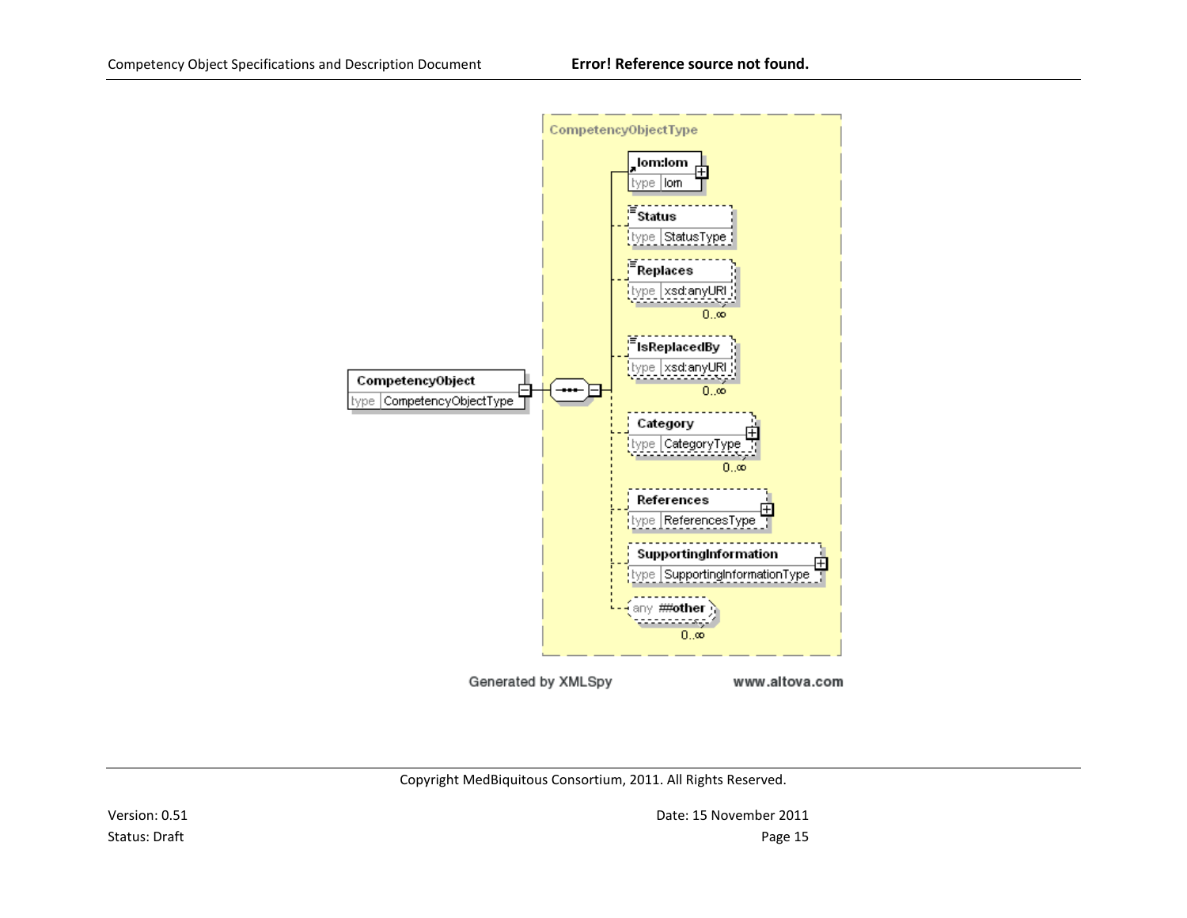CompetencyObjectType

CompetencyObject
type CompetencyObjectType

lom:lom
type lom

Status
type StatusType

Replaces
type xsd:anyURI
0..∞

IsReplacedBy
type xsd:anyURI
0..∞

Category
type CategoryType
0..∞

References
type ReferencesType

SupportingInformation
type SupportingInformationType

any ##other
0..∞

Generated by XMLSpy www.altova.com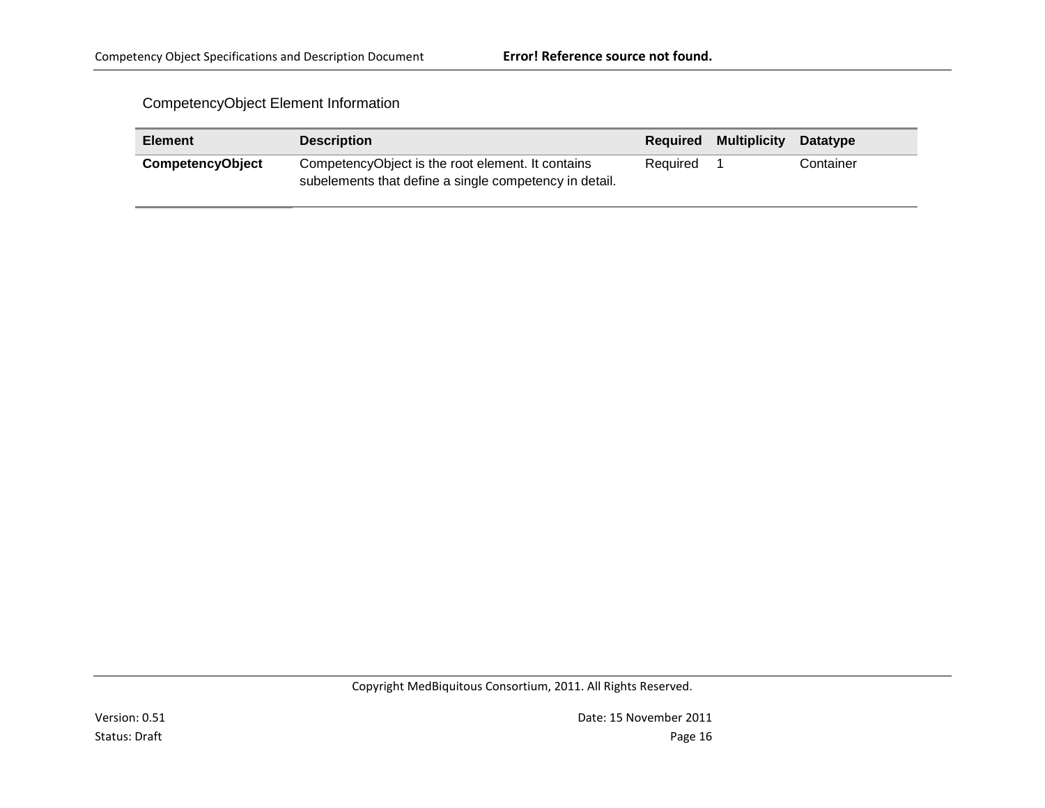CompetencyObject Element Information

| Element | Description | Required | Multiplicity | Datatype |
|---|---|---|---|---|
| **CompetencyObject** | CompetencyObject is the root element. It contains subelements that define a single competency in detail. | Required | 1 | Container |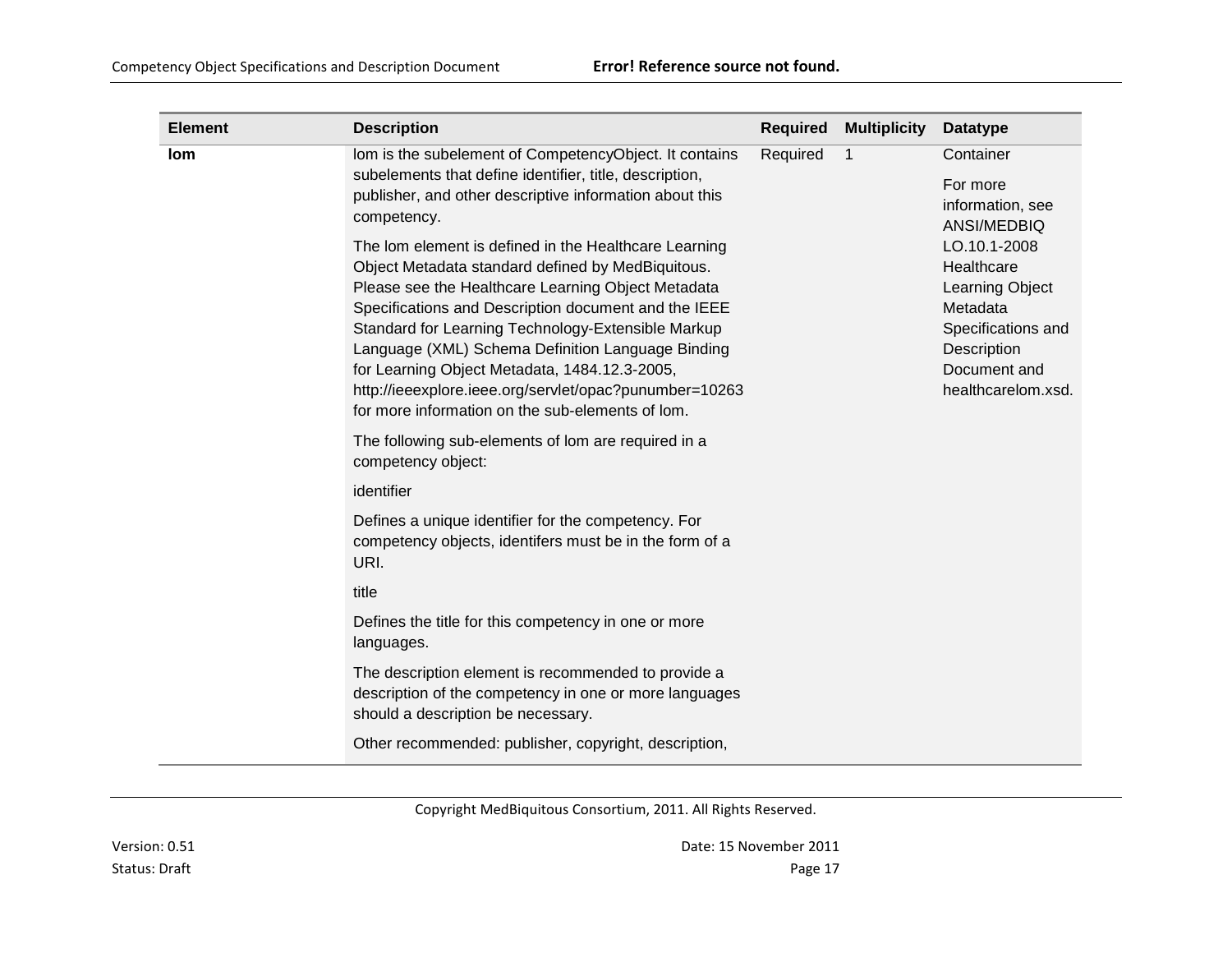| Element | Description | Required | Multiplicity | Datatype |
|---|---|---|---|---|
| **lom** | lom is the subelement of CompetencyObject. It contains subelements that define identifier, title, description, publisher, and other descriptive information about this competency.<br><br>The lom element is defined in the Healthcare Learning Object Metadata standard defined by MedBiquitous. Please see the Healthcare Learning Object Metadata Specifications and Description document and the IEEE Standard for Learning Technology-Extensible Markup Language (XML) Schema Definition Language Binding for Learning Object Metadata, 1484.12.3-2005, http://ieeexplore.ieee.org/servlet/opac?punumber=10263 for more information on the sub-elements of lom.<br><br>The following sub-elements of lom are required in a competency object:<br><br>identifier<br><br>Defines a unique identifier for the competency. For competency objects, identifers must be in the form of a URI.<br><br>title<br><br>Defines the title for this competency in one or more languages.<br><br>The description element is recommended to provide a description of the competency in one or more languages should a description be necessary.<br><br>Other recommended: publisher, copyright, description, | Required | 1 | Container<br><br>For more information, see ANSI/MEDBIQ LO.10.1-2008 Healthcare Learning Object Metadata Specifications and Description Document and healthcarelom.xsd. |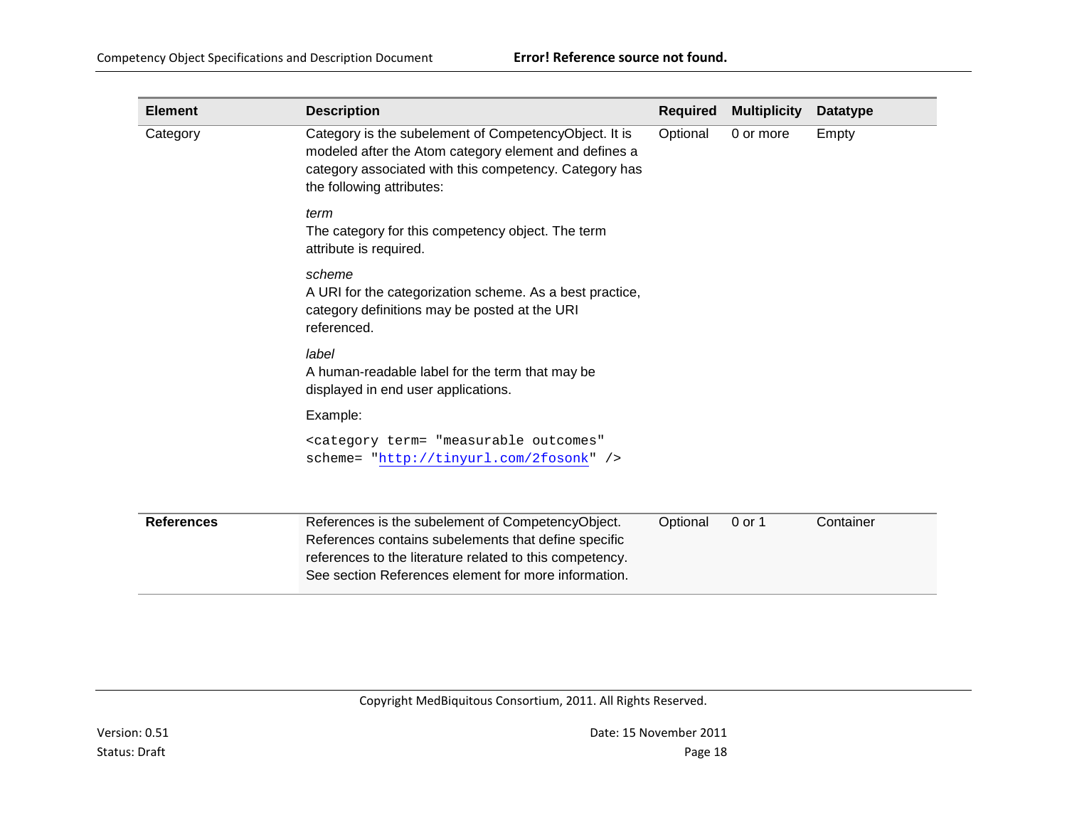| Element | Description | Required | Multiplicity | Datatype |
|---|---|---|---|---|
| Category | Category is the subelement of CompetencyObject. It is modeled after the Atom category element and defines a category associated with this competency. Category has the following attributes:<br><br>*term*<br>The category for this competency object. The term attribute is required.<br><br>*scheme*<br>A URI for the categorization scheme. As a best practice, category definitions may be posted at the URI referenced.<br><br>*label*<br>A human-readable label for the term that may be displayed in end user applications.<br><br>Example:<br><br>`<category term= "measurable outcomes" scheme= "http://tinyurl.com/2fosonk" />` | Optional | 0 or more | Empty |
| **References** | References is the subelement of CompetencyObject. References contains subelements that define specific references to the literature related to this competency. See section References element for more information. | Optional | 0 or 1 | Container |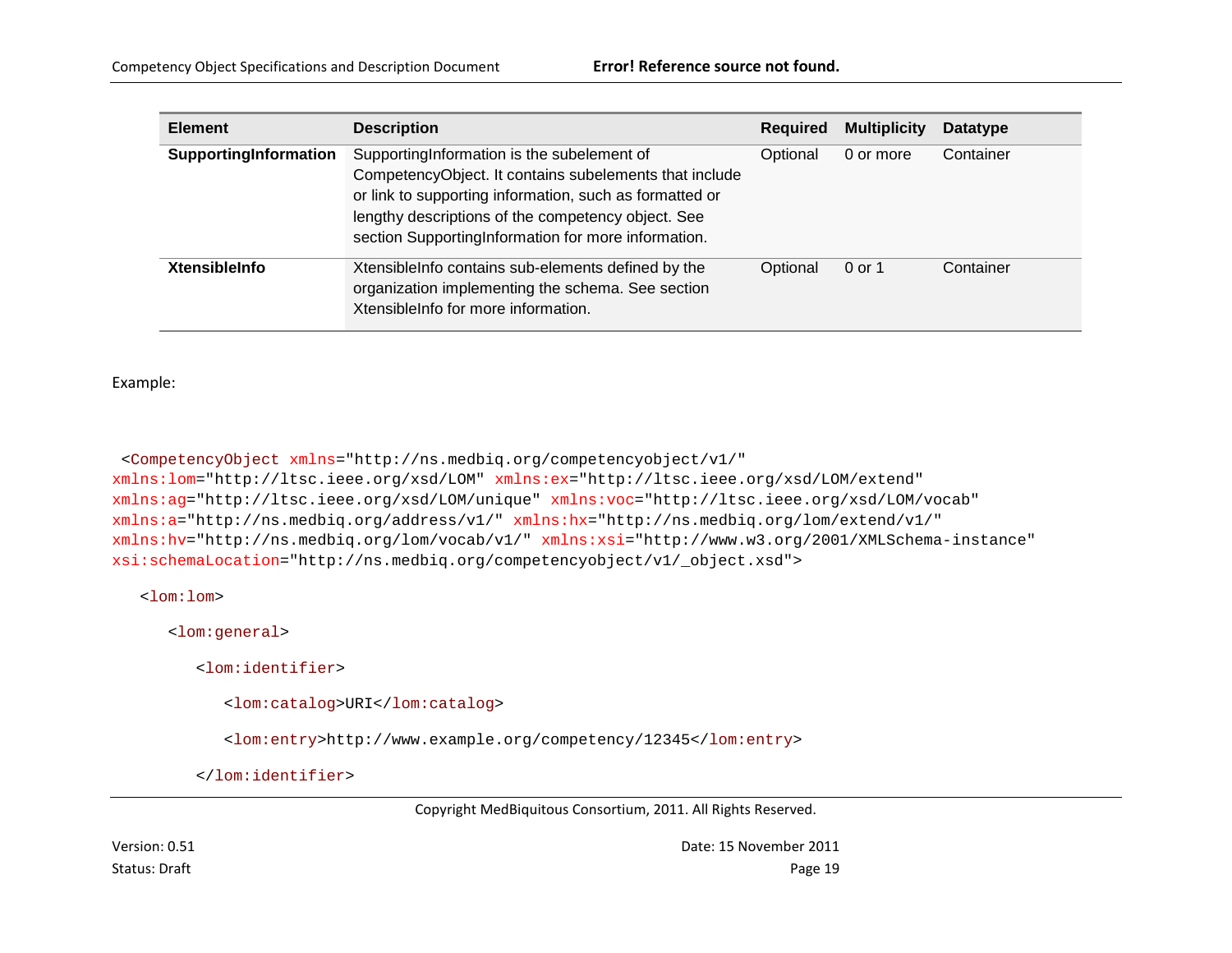| Element | Description | Required | Multiplicity | Datatype |
|---|---|---|---|---|
| **SupportingInformation** | SupportingInformation is the subelement of CompetencyObject. It contains subelements that include or link to supporting information, such as formatted or lengthy descriptions of the competency object. See section SupportingInformation for more information. | Optional | 0 or more | Container |
| **XtensibleInfo** | XtensibleInfo contains sub-elements defined by the organization implementing the schema. See section XtensibleInfo for more information. | Optional | 0 or 1 | Container |

Example:

```
 <CompetencyObject xmlns="http://ns.medbiq.org/competencyobject/v1/"
xmlns:lom="http://ltsc.ieee.org/xsd/LOM" xmlns:ex="http://ltsc.ieee.org/xsd/LOM/extend"
xmlns:ag="http://ltsc.ieee.org/xsd/LOM/unique" xmlns:voc="http://ltsc.ieee.org/xsd/LOM/vocab"
xmlns:a="http://ns.medbiq.org/address/v1/" xmlns:hx="http://ns.medbiq.org/lom/extend/v1/"
xmlns:hv="http://ns.medbiq.org/lom/vocab/v1/" xmlns:xsi="http://www.w3.org/2001/XMLSchema-instance"
xsi:schemaLocation="http://ns.medbiq.org/competencyobject/v1/_object.xsd">

   <lom:lom>

      <lom:general>

         <lom:identifier>

            <lom:catalog>URI</lom:catalog>

            <lom:entry>http://www.example.org/competency/12345</lom:entry>

         </lom:identifier>
```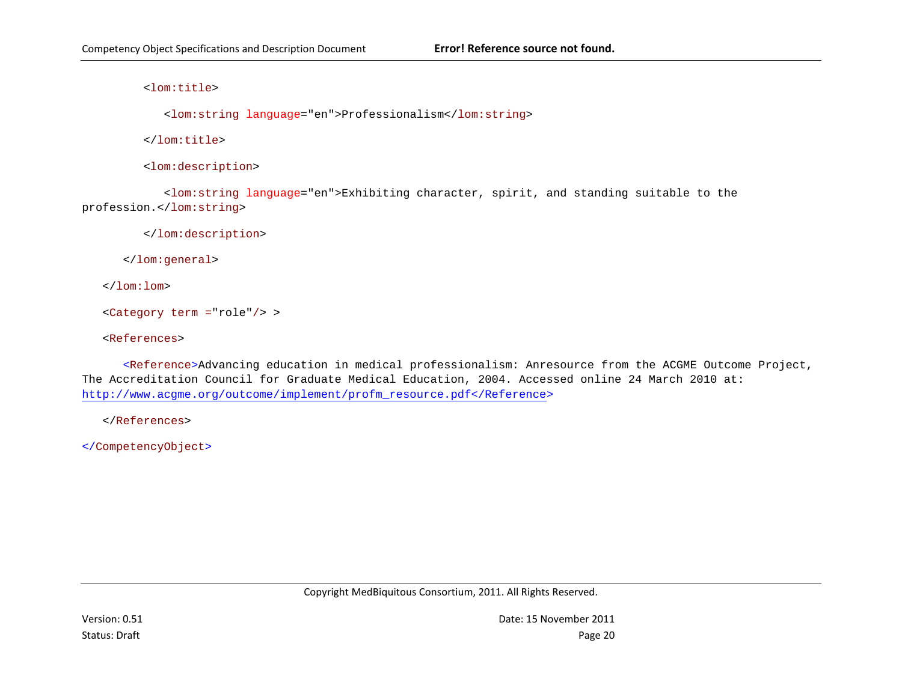```xml
        <lom:title>

           <lom:string language="en">Professionalism</lom:string>

        </lom:title>

        <lom:description>

           <lom:string language="en">Exhibiting character, spirit, and standing suitable to the profession.</lom:string>

        </lom:description>

      </lom:general>

   </lom:lom>

   <Category term ="role"/> >

   <References>

      <Reference>Advancing education in medical professionalism: Anresource from the ACGME Outcome Project, The Accreditation Council for Graduate Medical Education, 2004. Accessed online 24 March 2010 at: http://www.acgme.org/outcome/implement/profm_resource.pdf</Reference>

   </References>

</CompetencyObject>
```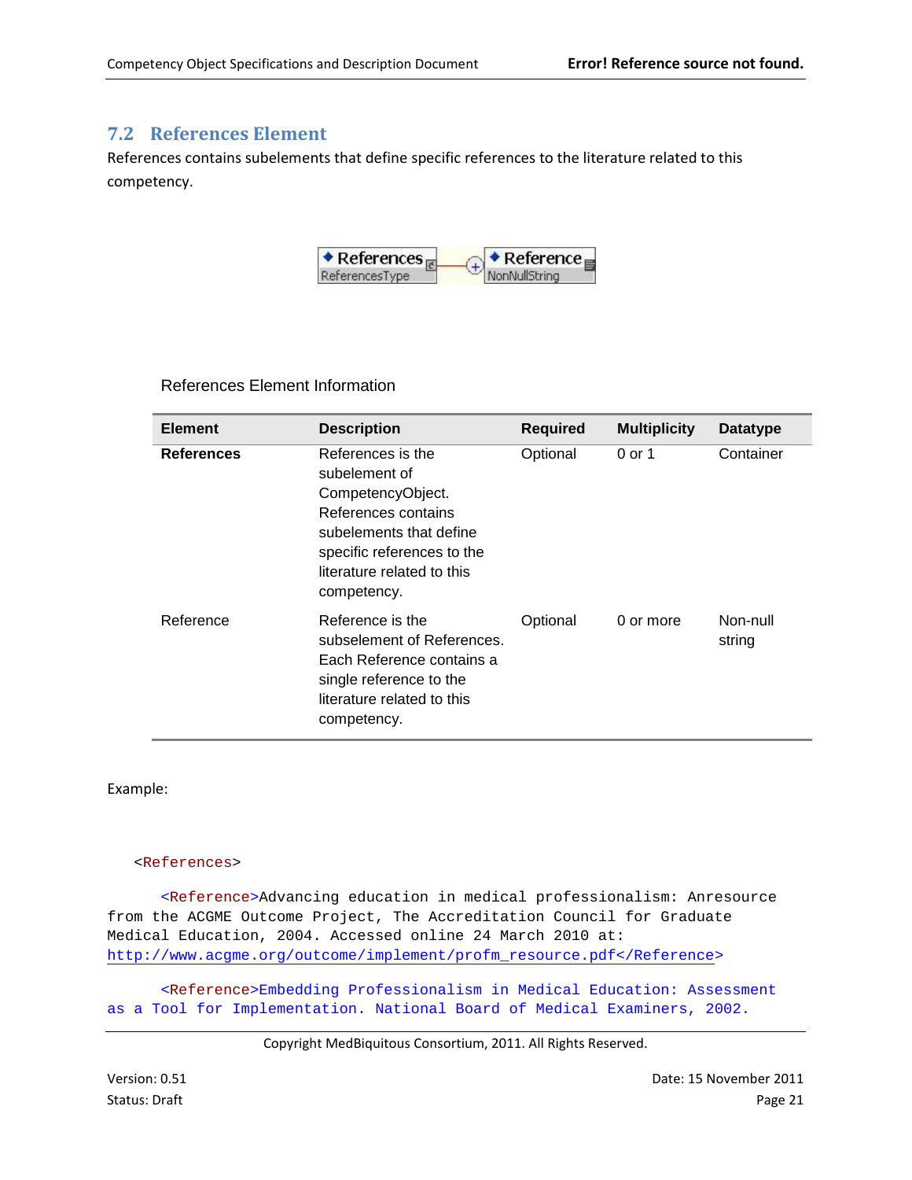## 7.2 References Element

References contains subelements that define specific references to the literature related to this competency.

References Element Information

| Element | Description | Required | Multiplicity | Datatype |
|---|---|---|---|---|
| **References** | References is the subelement of CompetencyObject. References contains subelements that define specific references to the literature related to this competency. | Optional | 0 or 1 | Container |
| Reference | Reference is the subelement of References. Each Reference contains a single reference to the literature related to this competency. | Optional | 0 or more | Non-null string |

Example:

```
<References>

    <Reference>Advancing education in medical professionalism: Anresource
from the ACGME Outcome Project, The Accreditation Council for Graduate
Medical Education, 2004. Accessed online 24 March 2010 at:
http://www.acgme.org/outcome/implement/profm_resource.pdf</Reference>

    <Reference>Embedding Professionalism in Medical Education: Assessment
as a Tool for Implementation. National Board of Medical Examiners, 2002.
```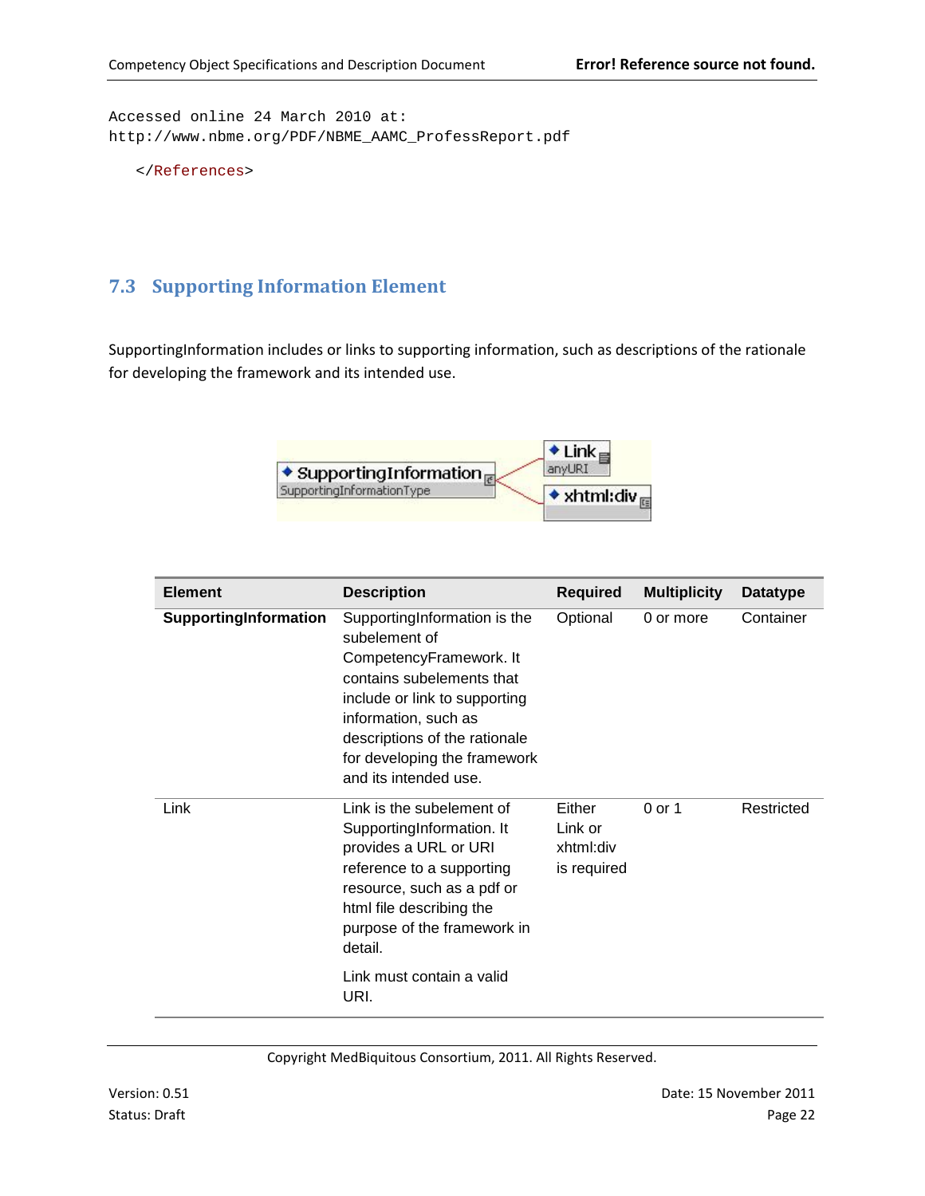```
Accessed online 24 March 2010 at:
http://www.nbme.org/PDF/NBME_AAMC_ProfessReport.pdf

   </References>
```

## 7.3 Supporting Information Element

SupportingInformation includes or links to supporting information, such as descriptions of the rationale for developing the framework and its intended use.

| Element | Description | Required | Multiplicity | Datatype |
|---|---|---|---|---|
| **SupportingInformation** | SupportingInformation is the subelement of CompetencyFramework. It contains subelements that include or link to supporting information, such as descriptions of the rationale for developing the framework and its intended use. | Optional | 0 or more | Container |
| Link | Link is the subelement of SupportingInformation. It provides a URL or URI reference to a supporting resource, such as a pdf or html file describing the purpose of the framework in detail.<br><br>Link must contain a valid URI. | Either Link or xhtml:div is required | 0 or 1 | Restricted |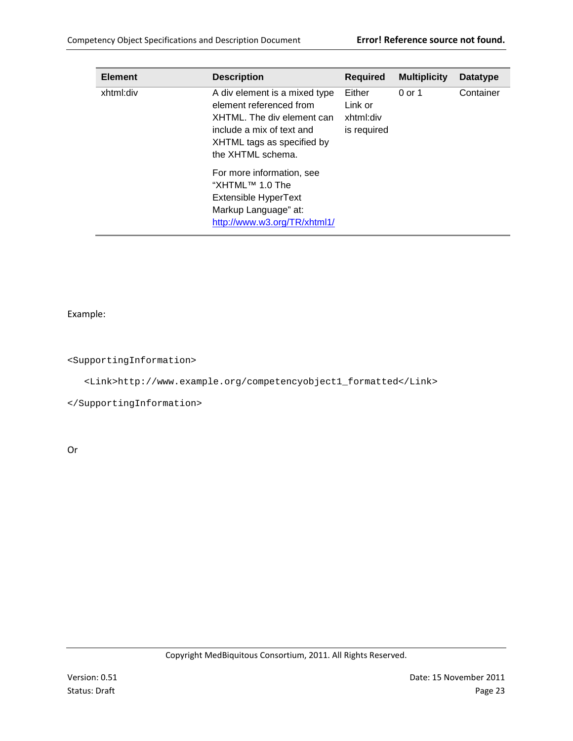| Element | Description | Required | Multiplicity | Datatype |
|---|---|---|---|---|
| xhtml:div | A div element is a mixed type element referenced from XHTML. The div element can include a mix of text and XHTML tags as specified by the XHTML schema.<br><br>For more information, see "XHTML™ 1.0 The Extensible HyperText Markup Language" at: http://www.w3.org/TR/xhtml1/ | Either Link or xhtml:div is required | 0 or 1 | Container |

Example:

```
<SupportingInformation>
   <Link>http://www.example.org/competencyobject1_formatted</Link>
</SupportingInformation>
```

Or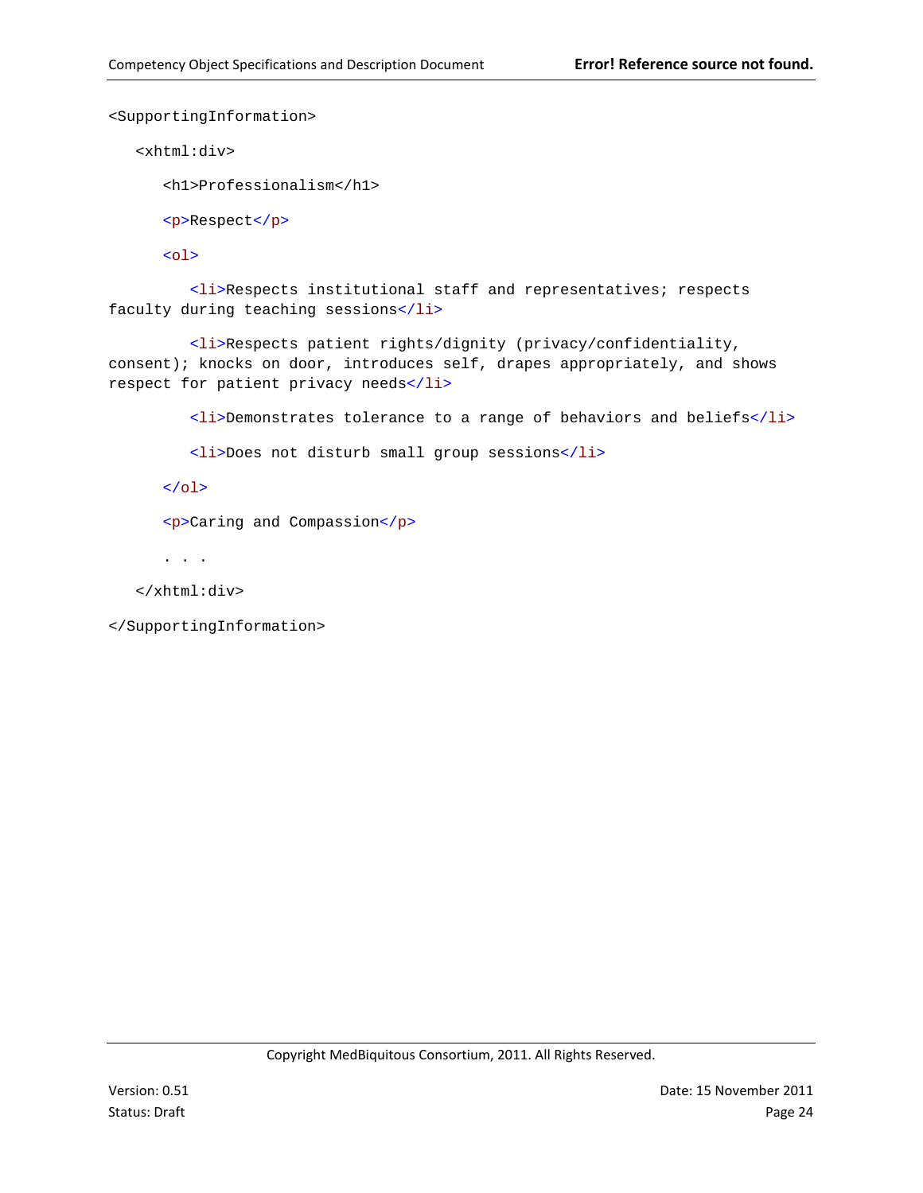```
<SupportingInformation>

   <xhtml:div>

      <h1>Professionalism</h1>

      <p>Respect</p>

      <ol>

         <li>Respects institutional staff and representatives; respects
faculty during teaching sessions</li>

         <li>Respects patient rights/dignity (privacy/confidentiality,
consent); knocks on door, introduces self, drapes appropriately, and shows
respect for patient privacy needs</li>

         <li>Demonstrates tolerance to a range of behaviors and beliefs</li>

         <li>Does not disturb small group sessions</li>

      </ol>

      <p>Caring and Compassion</p>

      . . .

   </xhtml:div>

</SupportingInformation>
```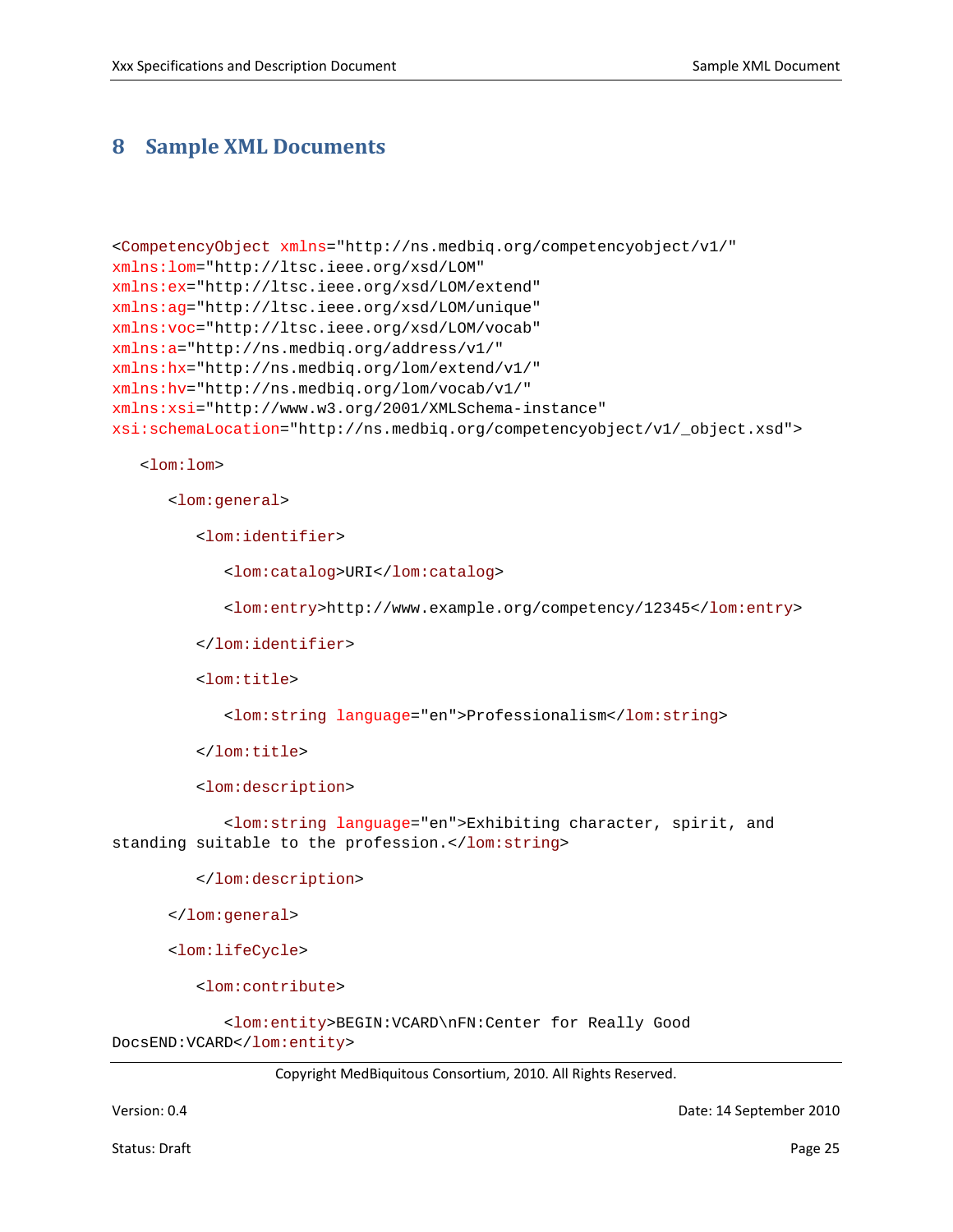# 8 Sample XML Documents

```
<CompetencyObject xmlns="http://ns.medbiq.org/competencyobject/v1/"
xmlns:lom="http://ltsc.ieee.org/xsd/LOM"
xmlns:ex="http://ltsc.ieee.org/xsd/LOM/extend"
xmlns:ag="http://ltsc.ieee.org/xsd/LOM/unique"
xmlns:voc="http://ltsc.ieee.org/xsd/LOM/vocab"
xmlns:a="http://ns.medbiq.org/address/v1/"
xmlns:hx="http://ns.medbiq.org/lom/extend/v1/"
xmlns:hv="http://ns.medbiq.org/lom/vocab/v1/"
xmlns:xsi="http://www.w3.org/2001/XMLSchema-instance"
xsi:schemaLocation="http://ns.medbiq.org/competencyobject/v1/_object.xsd">

   <lom:lom>

      <lom:general>

         <lom:identifier>

            <lom:catalog>URI</lom:catalog>

            <lom:entry>http://www.example.org/competency/12345</lom:entry>

         </lom:identifier>

         <lom:title>

            <lom:string language="en">Professionalism</lom:string>

         </lom:title>

         <lom:description>

            <lom:string language="en">Exhibiting character, spirit, and
standing suitable to the profession.</lom:string>

         </lom:description>

      </lom:general>

      <lom:lifeCycle>

         <lom:contribute>

            <lom:entity>BEGIN:VCARD\nFN:Center for Really Good
DocsEND:VCARD</lom:entity>
```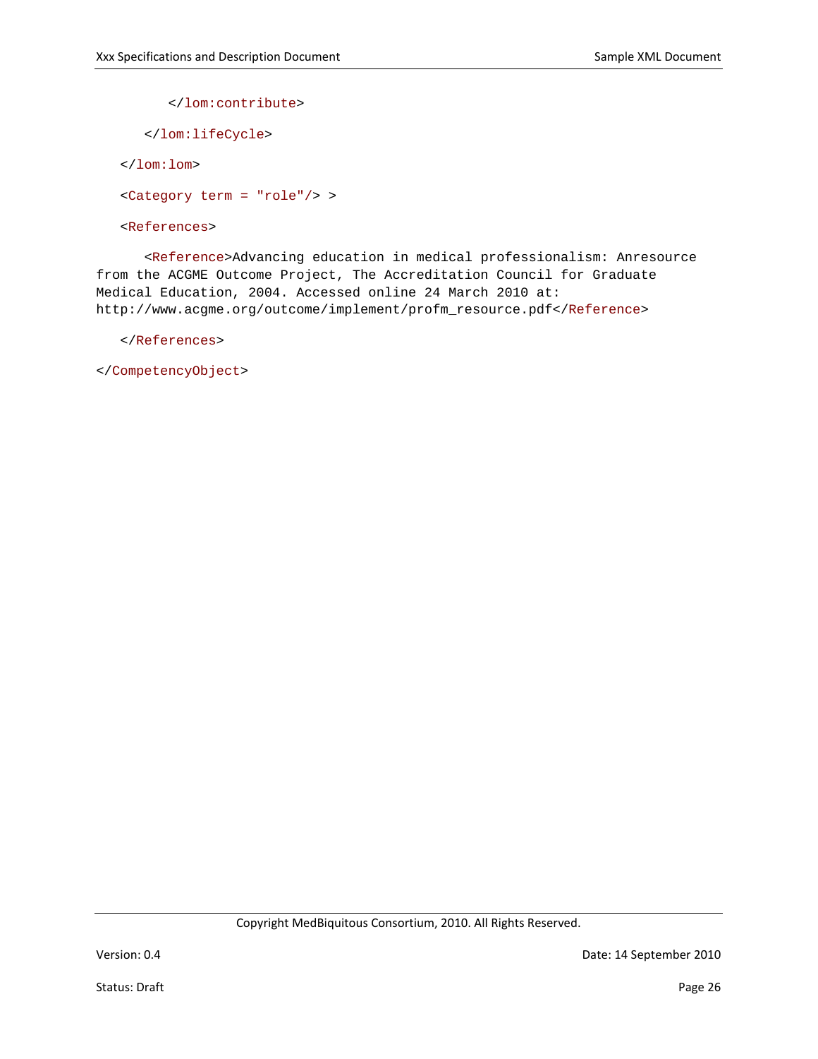```
        </lom:contribute>

      </lom:lifeCycle>

   </lom:lom>

   <Category term = "role"/> >

   <References>

      <Reference>Advancing education in medical professionalism: Anresource
from the ACGME Outcome Project, The Accreditation Council for Graduate
Medical Education, 2004. Accessed online 24 March 2010 at:
http://www.acgme.org/outcome/implement/profm_resource.pdf</Reference>

   </References>

</CompetencyObject>
```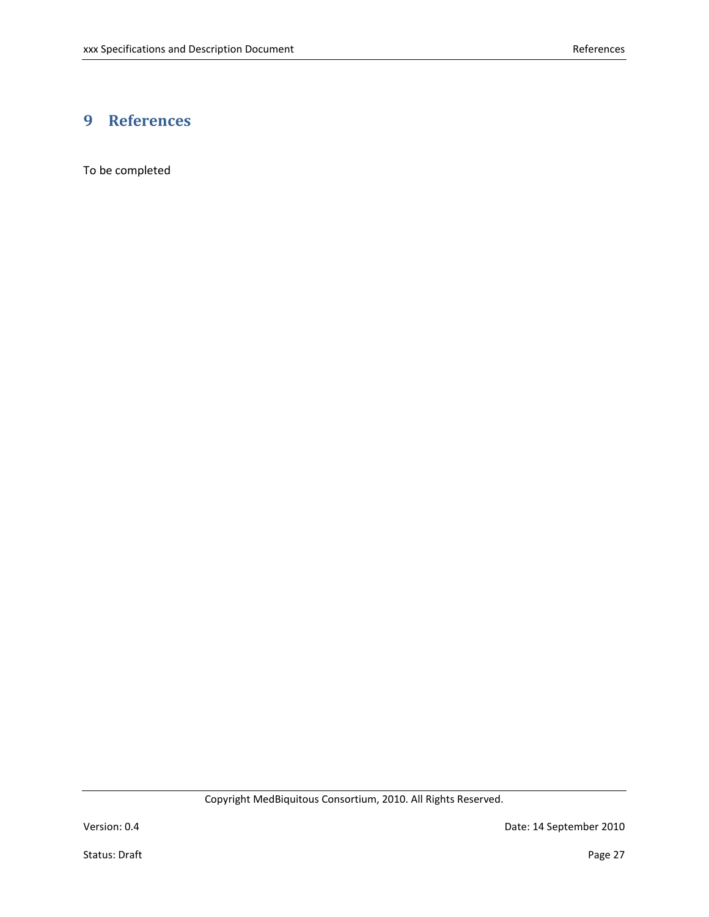# 9 References

To be completed